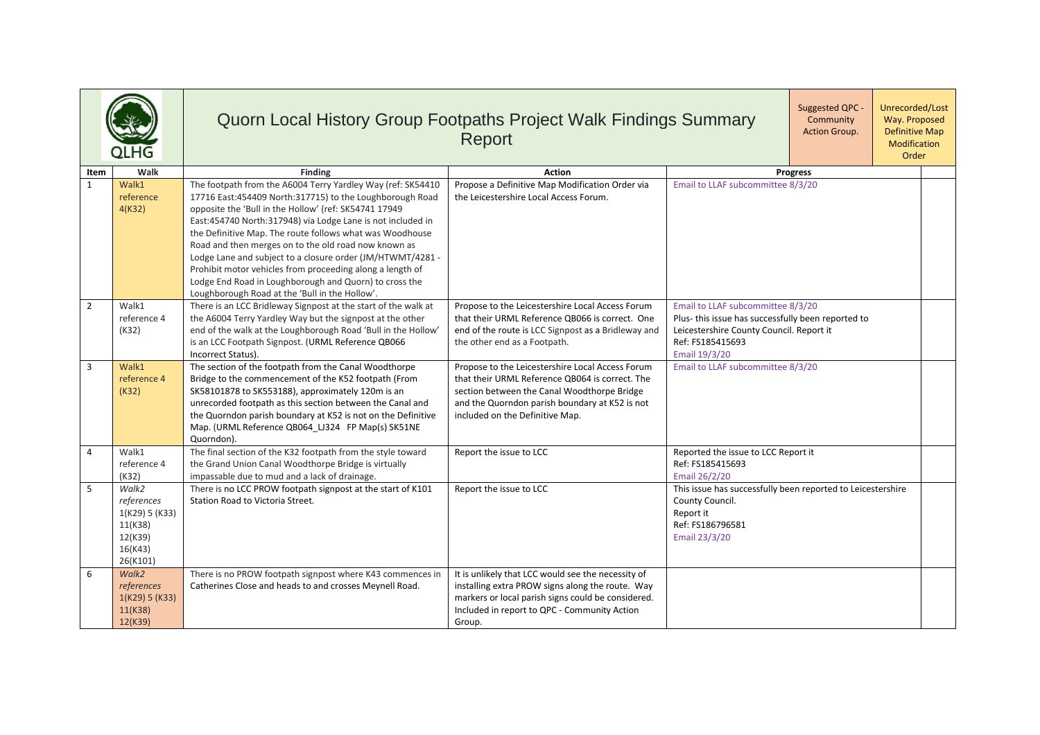# Quorn Local History Group Footpaths Project Walk Findings Summary Report

QLHG

Suggested QPC - Community Action Group.

Unrecorded/Lost Way. Proposed Definitive Map Modification Order

| Item | Walk | Finding | Action | Progress |
|---|---|---|---|---|
| 1 | Walk1 reference 4(K32) | The footpath from the A6004 Terry Yardley Way (ref: SK54410 17716 East:454409 North:317715) to the Loughborough Road opposite the 'Bull in the Hollow' (ref: SK54741 17949 East:454740 North:317948) via Lodge Lane is not included in the Definitive Map. The route follows what was Woodhouse Road and then merges on to the old road now known as Lodge Lane and subject to a closure order (JM/HTWMT/4281 - Prohibit motor vehicles from proceeding along a length of Lodge End Road in Loughborough and Quorn) to cross the Loughborough Road at the 'Bull in the Hollow'. | Propose a Definitive Map Modification Order via the Leicestershire Local Access Forum. | Email to LLAF subcommittee 8/3/20 |
| 2 | Walk1 reference 4 (K32) | There is an LCC Bridleway Signpost at the start of the walk at the A6004 Terry Yardley Way but the signpost at the other end of the walk at the Loughborough Road 'Bull in the Hollow' is an LCC Footpath Signpost. (URML Reference QB066 Incorrect Status). | Propose to the Leicestershire Local Access Forum that their URML Reference QB066 is correct. One end of the route is LCC Signpost as a Bridleway and the other end as a Footpath. | Email to LLAF subcommittee 8/3/20<br>Plus- this issue has successfully been reported to Leicestershire County Council. Report it<br>Ref: FS185415693<br>Email 19/3/20 |
| 3 | Walk1 reference 4 (K32) | The section of the footpath from the Canal Woodthorpe Bridge to the commencement of the K52 footpath (From SK58101878 to SK553188), approximately 120m is an unrecorded footpath as this section between the Canal and the Quorndon parish boundary at K52 is not on the Definitive Map. (URML Reference QB064_LJ324 FP Map(s) SK51NE Quorndon). | Propose to the Leicestershire Local Access Forum that their URML Reference QB064 is correct. The section between the Canal Woodthorpe Bridge and the Quorndon parish boundary at K52 is not included on the Definitive Map. | Email to LLAF subcommittee 8/3/20 |
| 4 | Walk1 reference 4 (K32) | The final section of the K32 footpath from the style toward the Grand Union Canal Woodthorpe Bridge is virtually impassable due to mud and a lack of drainage. | Report the issue to LCC | Reported the issue to LCC Report it<br>Ref: FS185415693<br>Email 26/2/20 |
| 5 | *Walk2 references 1(K29) 5 (K33) 11(K38) 12(K39) 16(K43) 26(K101)* | There is no LCC PROW footpath signpost at the start of K101 Station Road to Victoria Street. | Report the issue to LCC | This issue has successfully been reported to Leicestershire County Council.<br>Report it<br>Ref: FS186796581<br>Email 23/3/20 |
| 6 | *Walk2 references 1(K29) 5 (K33) 11(K38) 12(K39)* | There is no PROW footpath signpost where K43 commences in Catherines Close and heads to and crosses Meynell Road. | It is unlikely that LCC would see the necessity of installing extra PROW signs along the route. Way markers or local parish signs could be considered. Included in report to QPC - Community Action Group. | |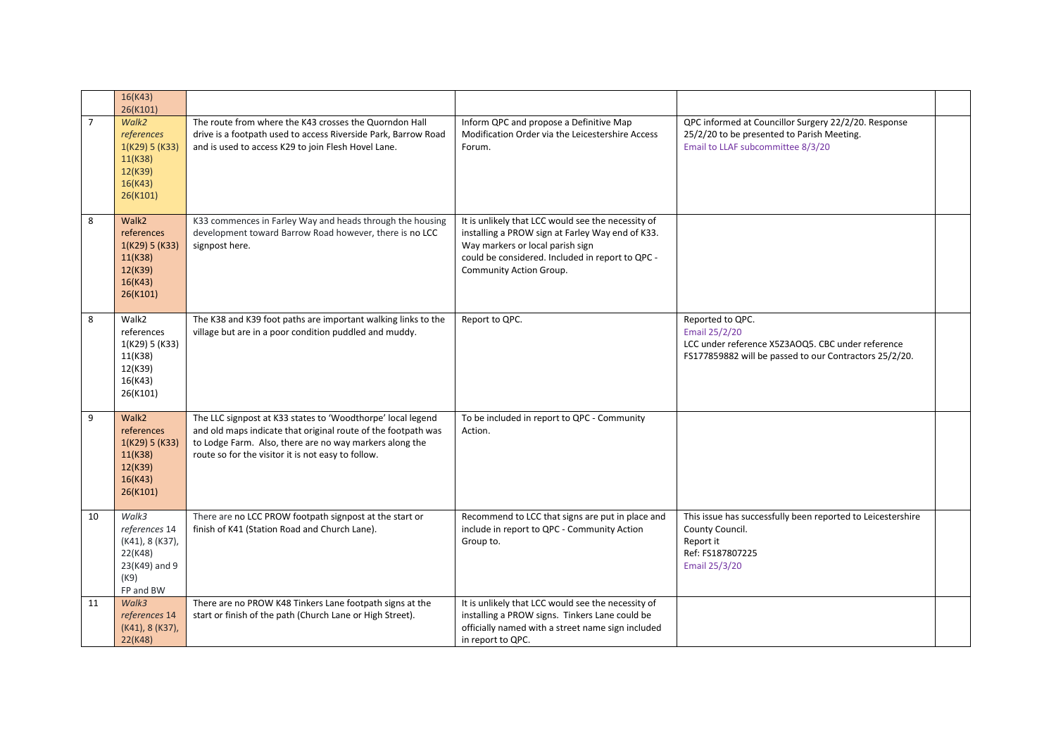| | | | | | |
|---|---|---|---|---|---|
| | 16(K43) 26(K101) | | | | |
| 7 | *Walk2 references* 1(K29) 5 (K33) 11(K38) 12(K39) 16(K43) 26(K101) | The route from where the K43 crosses the Quorndon Hall drive is a footpath used to access Riverside Park, Barrow Road and is used to access K29 to join Flesh Hovel Lane. | Inform QPC and propose a Definitive Map Modification Order via the Leicestershire Access Forum. | QPC informed at Councillor Surgery 22/2/20. Response 25/2/20 to be presented to Parish Meeting. Email to LLAF subcommittee 8/3/20 | |
| 8 | Walk2 references 1(K29) 5 (K33) 11(K38) 12(K39) 16(K43) 26(K101) | K33 commences in Farley Way and heads through the housing development toward Barrow Road however, there is no LCC signpost here. | It is unlikely that LCC would see the necessity of installing a PROW sign at Farley Way end of K33. Way markers or local parish sign could be considered. Included in report to QPC - Community Action Group. | | |
| 8 | Walk2 references 1(K29) 5 (K33) 11(K38) 12(K39) 16(K43) 26(K101) | The K38 and K39 foot paths are important walking links to the village but are in a poor condition puddled and muddy. | Report to QPC. | Reported to QPC. Email 25/2/20 LCC under reference X5Z3AOQ5. CBC under reference FS177859882 will be passed to our Contractors 25/2/20. | |
| 9 | Walk2 references 1(K29) 5 (K33) 11(K38) 12(K39) 16(K43) 26(K101) | The LLC signpost at K33 states to 'Woodthorpe' local legend and old maps indicate that original route of the footpath was to Lodge Farm. Also, there are no way markers along the route so for the visitor it is not easy to follow. | To be included in report to QPC - Community Action. | | |
| 10 | *Walk3 references* 14 (K41), 8 (K37), 22(K48) 23(K49) and 9 (K9) FP and BW | There are no LCC PROW footpath signpost at the start or finish of K41 (Station Road and Church Lane). | Recommend to LCC that signs are put in place and include in report to QPC - Community Action Group to. | This issue has successfully been reported to Leicestershire County Council. Report it Ref: FS187807225 Email 25/3/20 | |
| 11 | *Walk3 references* 14 (K41), 8 (K37), 22(K48) | There are no PROW K48 Tinkers Lane footpath signs at the start or finish of the path (Church Lane or High Street). | It is unlikely that LCC would see the necessity of installing a PROW signs. Tinkers Lane could be officially named with a street name sign included in report to QPC. | | |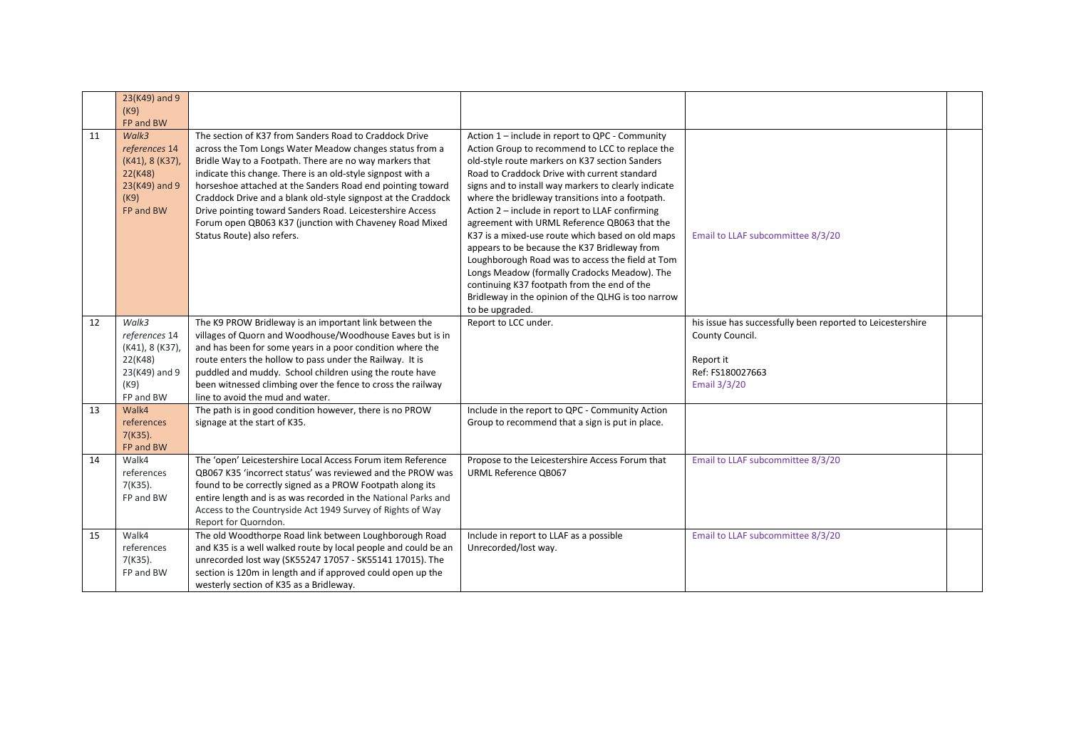| | | | | | |
|---|---|---|---|---|---|
| | 23(K49) and 9 (K9) FP and BW | | | | |
| 11 | *Walk3 references* 14 (K41), 8 (K37), 22(K48) 23(K49) and 9 (K9) FP and BW | The section of K37 from Sanders Road to Craddock Drive across the Tom Longs Water Meadow changes status from a Bridle Way to a Footpath. There are no way markers that indicate this change. There is an old-style signpost with a horseshoe attached at the Sanders Road end pointing toward Craddock Drive and a blank old-style signpost at the Craddock Drive pointing toward Sanders Road. Leicestershire Access Forum open QB063 K37 (junction with Chaveney Road Mixed Status Route) also refers. | Action 1 – include in report to QPC - Community Action Group to recommend to LCC to replace the old-style route markers on K37 section Sanders Road to Craddock Drive with current standard signs and to install way markers to clearly indicate where the bridleway transitions into a footpath. Action 2 – include in report to LLAF confirming agreement with URML Reference QB063 that the K37 is a mixed-use route which based on old maps appears to be because the K37 Bridleway from Loughborough Road was to access the field at Tom Longs Meadow (formally Cradocks Meadow). The continuing K37 footpath from the end of the Bridleway in the opinion of the QLHG is too narrow to be upgraded. | Email to LLAF subcommittee 8/3/20 | |
| 12 | *Walk3 references* 14 (K41), 8 (K37), 22(K48) 23(K49) and 9 (K9) FP and BW | The K9 PROW Bridleway is an important link between the villages of Quorn and Woodhouse/Woodhouse Eaves but is in and has been for some years in a poor condition where the route enters the hollow to pass under the Railway. It is puddled and muddy. School children using the route have been witnessed climbing over the fence to cross the railway line to avoid the mud and water. | Report to LCC under. | his issue has successfully been reported to Leicestershire County Council.<br><br>Report it<br>Ref: FS180027663<br>Email 3/3/20 | |
| 13 | Walk4 references 7(K35). FP and BW | The path is in good condition however, there is no PROW signage at the start of K35. | Include in the report to QPC - Community Action Group to recommend that a sign is put in place. | | |
| 14 | Walk4 references 7(K35). FP and BW | The 'open' Leicestershire Local Access Forum item Reference QB067 K35 'incorrect status' was reviewed and the PROW was found to be correctly signed as a PROW Footpath along its entire length and is as was recorded in the National Parks and Access to the Countryside Act 1949 Survey of Rights of Way Report for Quorndon. | Propose to the Leicestershire Access Forum that URML Reference QB067 | Email to LLAF subcommittee 8/3/20 | |
| 15 | Walk4 references 7(K35). FP and BW | The old Woodthorpe Road link between Loughborough Road and K35 is a well walked route by local people and could be an unrecorded lost way (SK55247 17057 - SK55141 17015). The section is 120m in length and if approved could open up the westerly section of K35 as a Bridleway. | Include in report to LLAF as a possible Unrecorded/lost way. | Email to LLAF subcommittee 8/3/20 | |